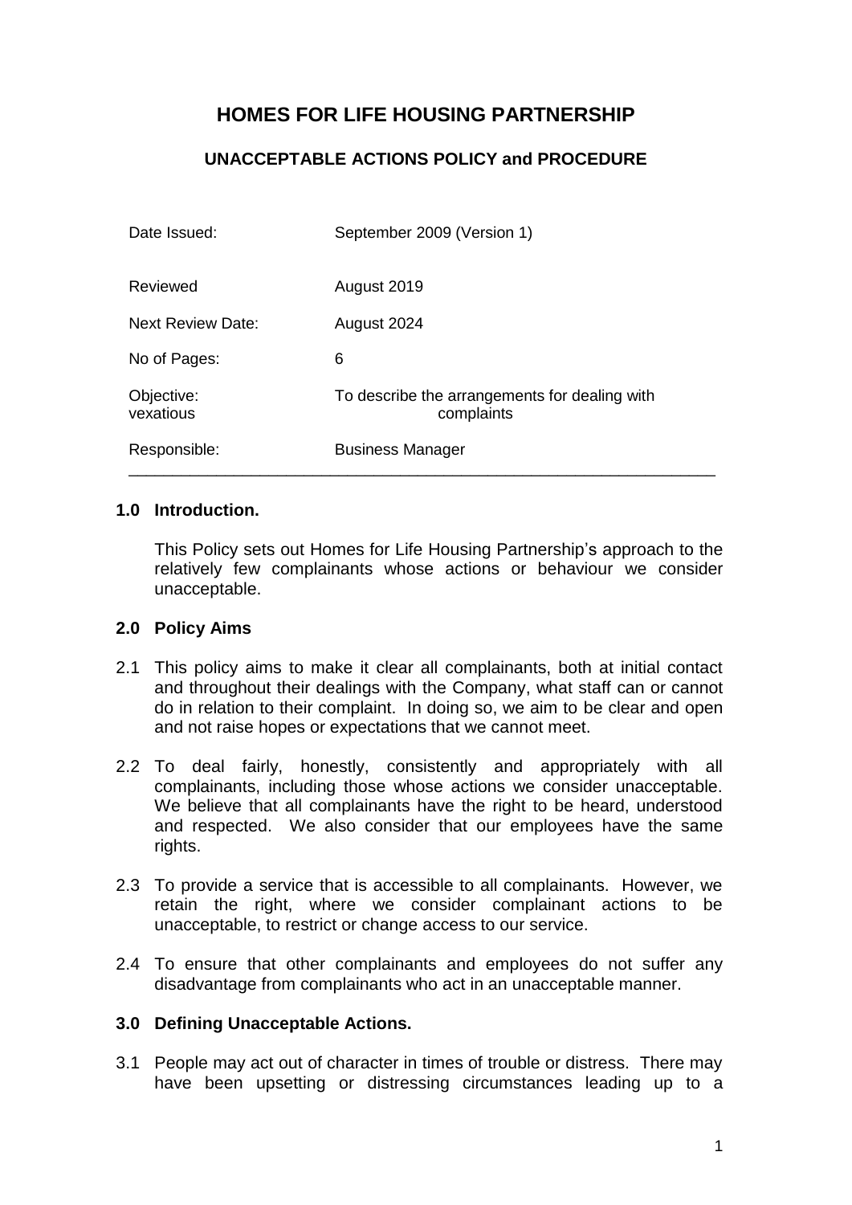# HOMES FOR LIFE HOUSING PARTNERSHIP

## UNACCEPTABLE ACTIONS POLICY and PROCEDURE

| | |
|---|---|
| Date Issued: | September 2009 (Version 1) |
| Reviewed | August 2019 |
| Next Review Date: | August 2024 |
| No of Pages: | 6 |
| Objective: vexatious | To describe the arrangements for dealing with complaints |
| Responsible: | Business Manager |

---

### 1.0 Introduction.

This Policy sets out Homes for Life Housing Partnership's approach to the relatively few complainants whose actions or behaviour we consider unacceptable.

### 2.0 Policy Aims

2.1 This policy aims to make it clear all complainants, both at initial contact and throughout their dealings with the Company, what staff can or cannot do in relation to their complaint. In doing so, we aim to be clear and open and not raise hopes or expectations that we cannot meet.

2.2 To deal fairly, honestly, consistently and appropriately with all complainants, including those whose actions we consider unacceptable. We believe that all complainants have the right to be heard, understood and respected. We also consider that our employees have the same rights.

2.3 To provide a service that is accessible to all complainants. However, we retain the right, where we consider complainant actions to be unacceptable, to restrict or change access to our service.

2.4 To ensure that other complainants and employees do not suffer any disadvantage from complainants who act in an unacceptable manner.

### 3.0 Defining Unacceptable Actions.

3.1 People may act out of character in times of trouble or distress. There may have been upsetting or distressing circumstances leading up to a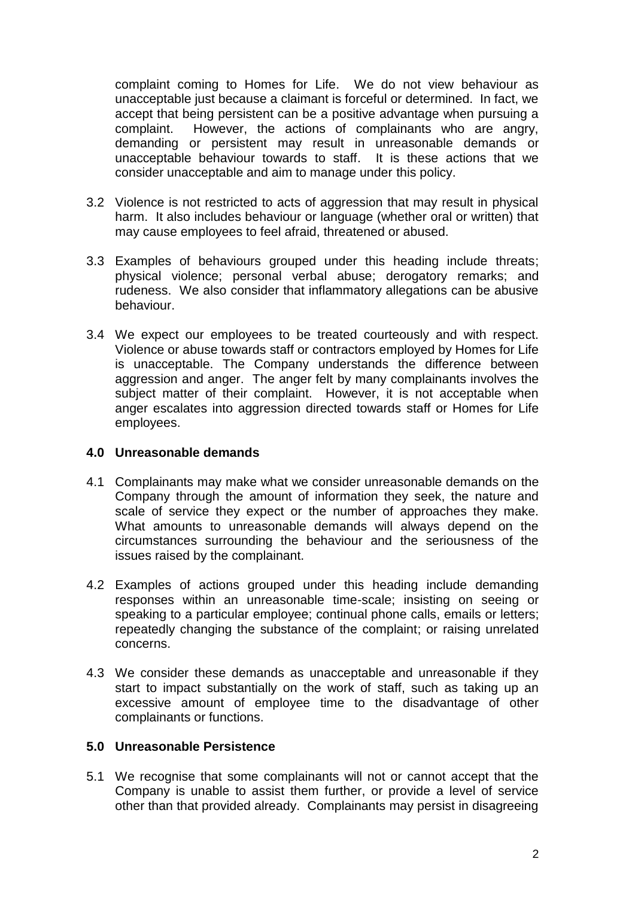complaint coming to Homes for Life. We do not view behaviour as unacceptable just because a claimant is forceful or determined. In fact, we accept that being persistent can be a positive advantage when pursuing a complaint. However, the actions of complainants who are angry, demanding or persistent may result in unreasonable demands or unacceptable behaviour towards to staff. It is these actions that we consider unacceptable and aim to manage under this policy.

3.2 Violence is not restricted to acts of aggression that may result in physical harm. It also includes behaviour or language (whether oral or written) that may cause employees to feel afraid, threatened or abused.

3.3 Examples of behaviours grouped under this heading include threats; physical violence; personal verbal abuse; derogatory remarks; and rudeness. We also consider that inflammatory allegations can be abusive behaviour.

3.4 We expect our employees to be treated courteously and with respect. Violence or abuse towards staff or contractors employed by Homes for Life is unacceptable. The Company understands the difference between aggression and anger. The anger felt by many complainants involves the subject matter of their complaint. However, it is not acceptable when anger escalates into aggression directed towards staff or Homes for Life employees.

### 4.0 Unreasonable demands

4.1 Complainants may make what we consider unreasonable demands on the Company through the amount of information they seek, the nature and scale of service they expect or the number of approaches they make. What amounts to unreasonable demands will always depend on the circumstances surrounding the behaviour and the seriousness of the issues raised by the complainant.

4.2 Examples of actions grouped under this heading include demanding responses within an unreasonable time-scale; insisting on seeing or speaking to a particular employee; continual phone calls, emails or letters; repeatedly changing the substance of the complaint; or raising unrelated concerns.

4.3 We consider these demands as unacceptable and unreasonable if they start to impact substantially on the work of staff, such as taking up an excessive amount of employee time to the disadvantage of other complainants or functions.

### 5.0 Unreasonable Persistence

5.1 We recognise that some complainants will not or cannot accept that the Company is unable to assist them further, or provide a level of service other than that provided already. Complainants may persist in disagreeing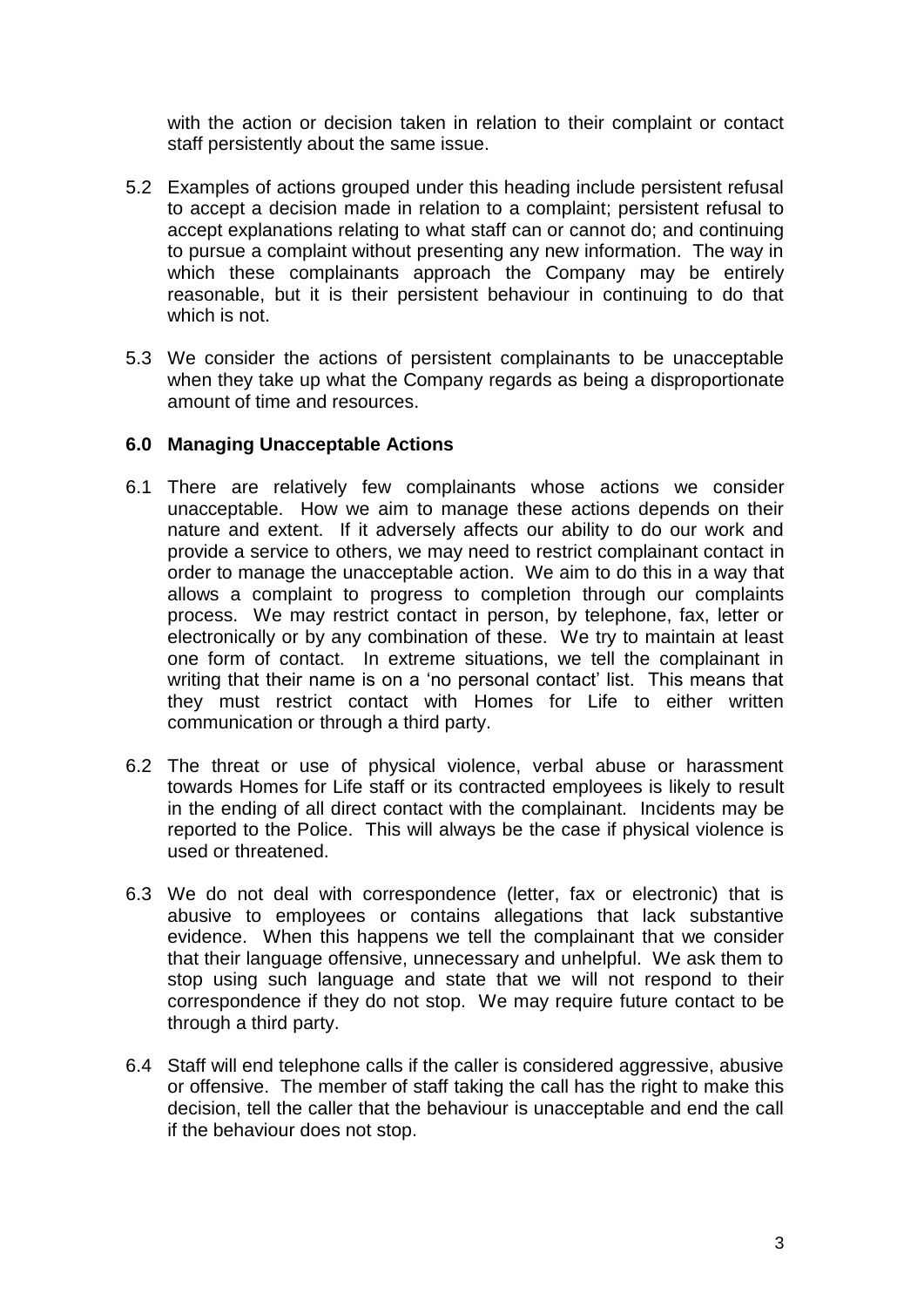with the action or decision taken in relation to their complaint or contact staff persistently about the same issue.

5.2 Examples of actions grouped under this heading include persistent refusal to accept a decision made in relation to a complaint; persistent refusal to accept explanations relating to what staff can or cannot do; and continuing to pursue a complaint without presenting any new information. The way in which these complainants approach the Company may be entirely reasonable, but it is their persistent behaviour in continuing to do that which is not.

5.3 We consider the actions of persistent complainants to be unacceptable when they take up what the Company regards as being a disproportionate amount of time and resources.

### 6.0 Managing Unacceptable Actions

6.1 There are relatively few complainants whose actions we consider unacceptable. How we aim to manage these actions depends on their nature and extent. If it adversely affects our ability to do our work and provide a service to others, we may need to restrict complainant contact in order to manage the unacceptable action. We aim to do this in a way that allows a complaint to progress to completion through our complaints process. We may restrict contact in person, by telephone, fax, letter or electronically or by any combination of these. We try to maintain at least one form of contact. In extreme situations, we tell the complainant in writing that their name is on a 'no personal contact' list. This means that they must restrict contact with Homes for Life to either written communication or through a third party.

6.2 The threat or use of physical violence, verbal abuse or harassment towards Homes for Life staff or its contracted employees is likely to result in the ending of all direct contact with the complainant. Incidents may be reported to the Police. This will always be the case if physical violence is used or threatened.

6.3 We do not deal with correspondence (letter, fax or electronic) that is abusive to employees or contains allegations that lack substantive evidence. When this happens we tell the complainant that we consider that their language offensive, unnecessary and unhelpful. We ask them to stop using such language and state that we will not respond to their correspondence if they do not stop. We may require future contact to be through a third party.

6.4 Staff will end telephone calls if the caller is considered aggressive, abusive or offensive. The member of staff taking the call has the right to make this decision, tell the caller that the behaviour is unacceptable and end the call if the behaviour does not stop.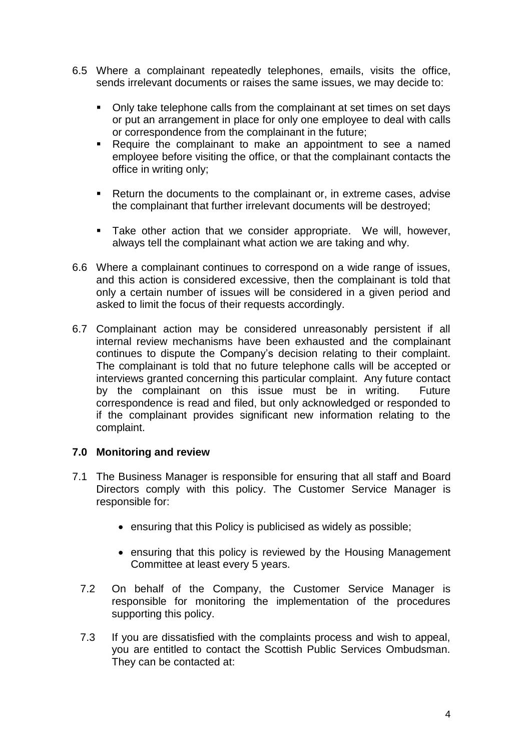6.5 Where a complainant repeatedly telephones, emails, visits the office, sends irrelevant documents or raises the same issues, we may decide to:

- Only take telephone calls from the complainant at set times on set days or put an arrangement in place for only one employee to deal with calls or correspondence from the complainant in the future;
- Require the complainant to make an appointment to see a named employee before visiting the office, or that the complainant contacts the office in writing only;
- Return the documents to the complainant or, in extreme cases, advise the complainant that further irrelevant documents will be destroyed;
- Take other action that we consider appropriate. We will, however, always tell the complainant what action we are taking and why.

6.6 Where a complainant continues to correspond on a wide range of issues, and this action is considered excessive, then the complainant is told that only a certain number of issues will be considered in a given period and asked to limit the focus of their requests accordingly.

6.7 Complainant action may be considered unreasonably persistent if all internal review mechanisms have been exhausted and the complainant continues to dispute the Company's decision relating to their complaint. The complainant is told that no future telephone calls will be accepted or interviews granted concerning this particular complaint. Any future contact by the complainant on this issue must be in writing. Future correspondence is read and filed, but only acknowledged or responded to if the complainant provides significant new information relating to the complaint.

## 7.0 Monitoring and review

7.1 The Business Manager is responsible for ensuring that all staff and Board Directors comply with this policy. The Customer Service Manager is responsible for:

- ensuring that this Policy is publicised as widely as possible;
- ensuring that this policy is reviewed by the Housing Management Committee at least every 5 years.

7.2 On behalf of the Company, the Customer Service Manager is responsible for monitoring the implementation of the procedures supporting this policy.

7.3 If you are dissatisfied with the complaints process and wish to appeal, you are entitled to contact the Scottish Public Services Ombudsman. They can be contacted at: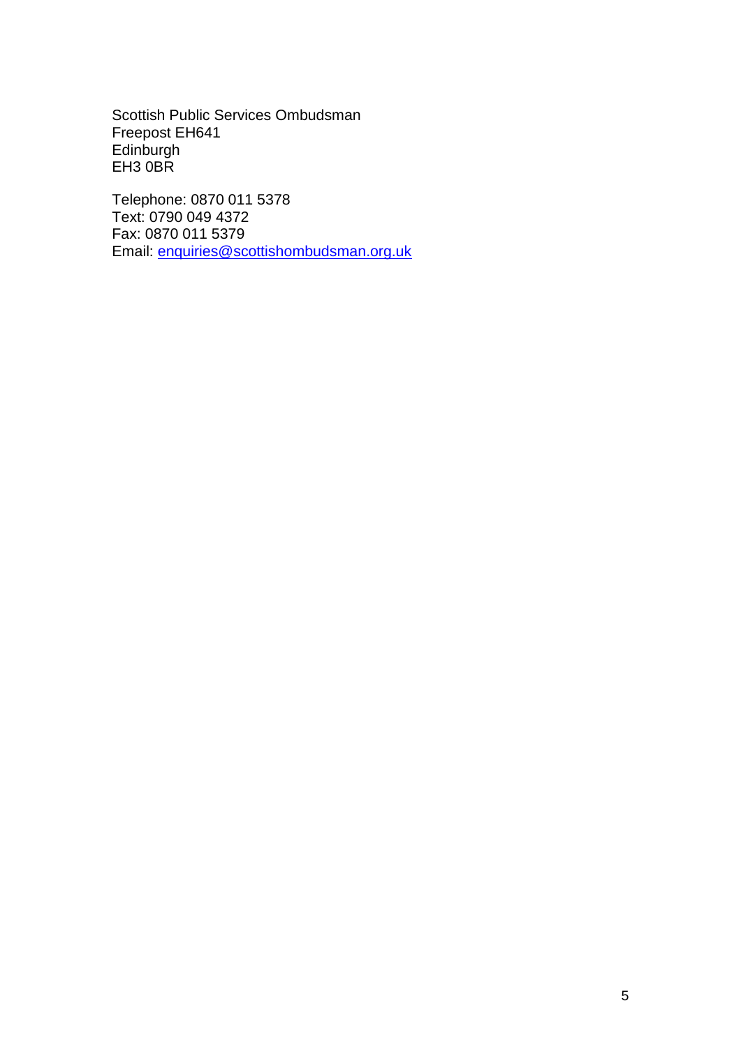Scottish Public Services Ombudsman
Freepost EH641
Edinburgh
EH3 0BR

Telephone: 0870 011 5378
Text: 0790 049 4372
Fax: 0870 011 5379
Email: enquiries@scottishombudsman.org.uk